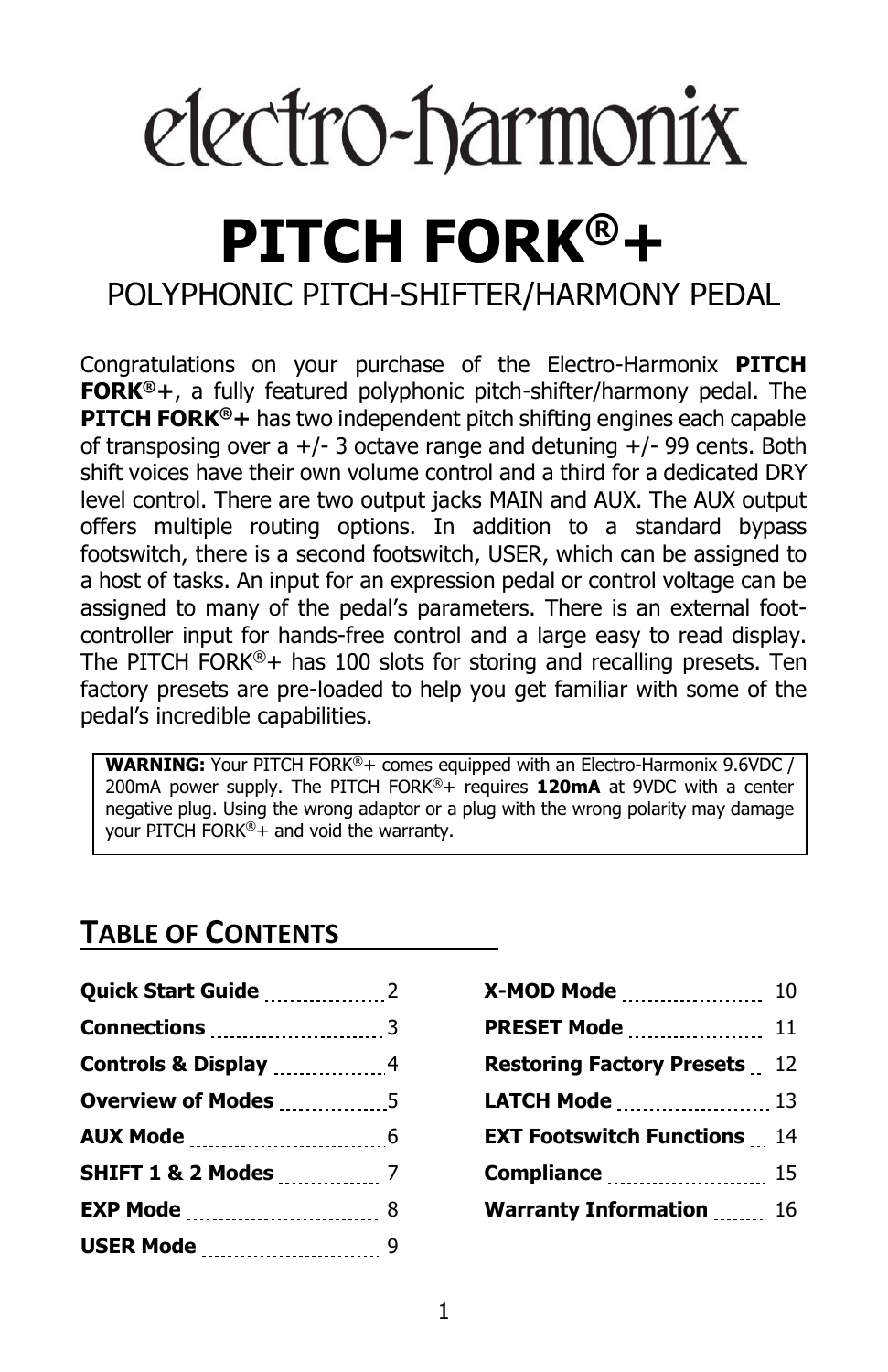# electro-harmonix

# PITCH FORK®+

## POLYPHONIC PITCH-SHIFTER/HARMONY PEDAL

Congratulations on your purchase of the Electro-Harmonix **PITCH FORK®+**, a fully featured polyphonic pitch-shifter/harmony pedal. The **PITCH FORK®+** has two independent pitch shifting engines each capable of transposing over a +/- 3 octave range and detuning +/- 99 cents. Both shift voices have their own volume control and a third for a dedicated DRY level control. There are two output jacks MAIN and AUX. The AUX output offers multiple routing options. In addition to a standard bypass footswitch, there is a second footswitch, USER, which can be assigned to a host of tasks. An input for an expression pedal or control voltage can be assigned to many of the pedal's parameters. There is an external foot-controller input for hands-free control and a large easy to read display. The PITCH FORK®+ has 100 slots for storing and recalling presets. Ten factory presets are pre-loaded to help you get familiar with some of the pedal's incredible capabilities.

> **WARNING:** Your PITCH FORK®+ comes equipped with an Electro-Harmonix 9.6VDC / 200mA power supply. The PITCH FORK®+ requires **120mA** at 9VDC with a center negative plug. Using the wrong adaptor or a plug with the wrong polarity may damage your PITCH FORK®+ and void the warranty.

## TABLE OF CONTENTS

| Section | Page |
| --- | --- |
| **Quick Start Guide** | 2 |
| **Connections** | 3 |
| **Controls & Display** | 4 |
| **Overview of Modes** | 5 |
| **AUX Mode** | 6 |
| **SHIFT 1 & 2 Modes** | 7 |
| **EXP Mode** | 8 |
| **USER Mode** | 9 |
| **X-MOD Mode** | 10 |
| **PRESET Mode** | 11 |
| **Restoring Factory Presets** | 12 |
| **LATCH Mode** | 13 |
| **EXT Footswitch Functions** | 14 |
| **Compliance** | 15 |
| **Warranty Information** | 16 |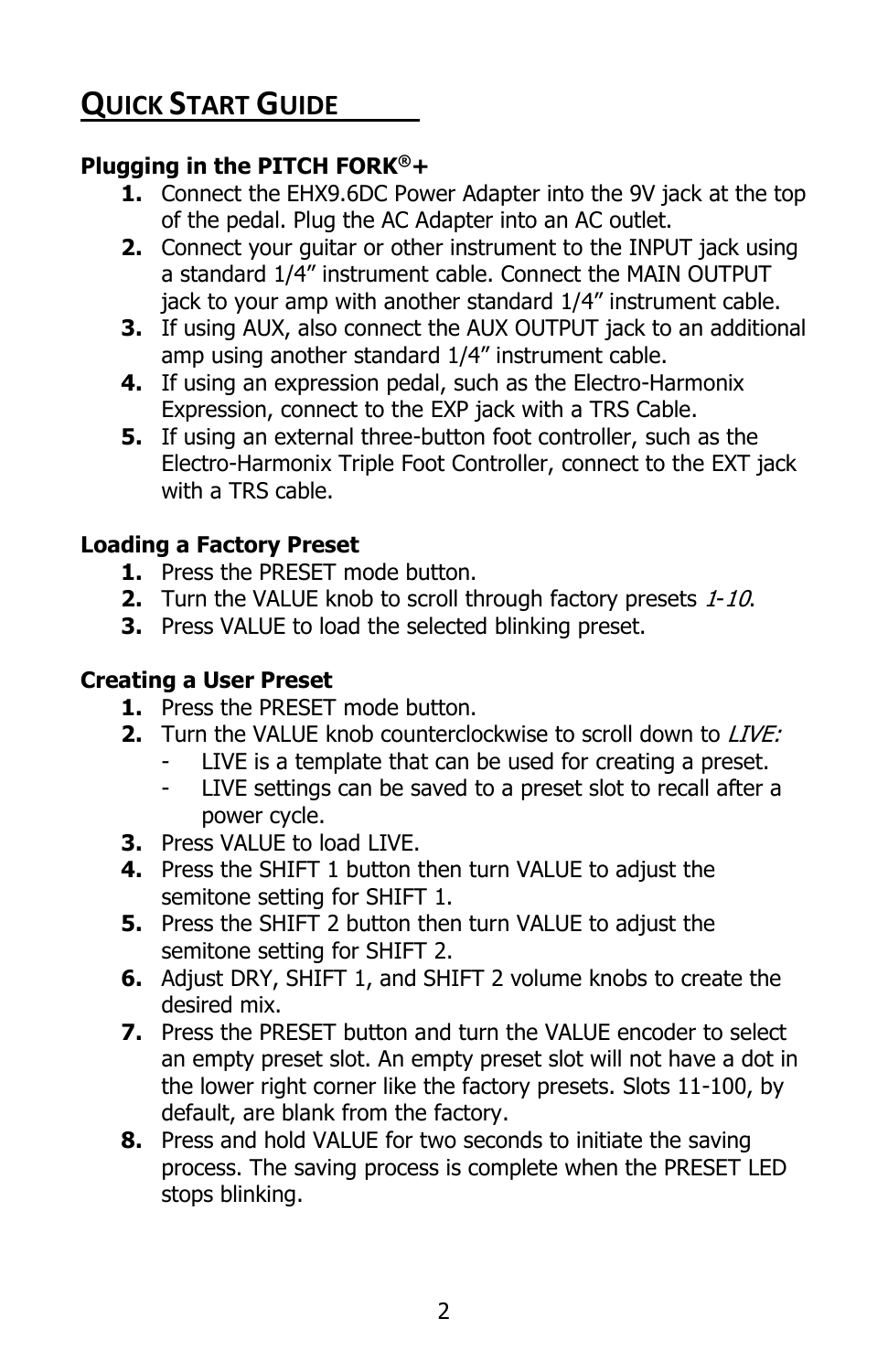# Quick Start Guide

**Plugging in the PITCH FORK®+**

1. Connect the EHX9.6DC Power Adapter into the 9V jack at the top of the pedal. Plug the AC Adapter into an AC outlet.
2. Connect your guitar or other instrument to the INPUT jack using a standard 1/4” instrument cable. Connect the MAIN OUTPUT jack to your amp with another standard 1/4” instrument cable.
3. If using AUX, also connect the AUX OUTPUT jack to an additional amp using another standard 1/4” instrument cable.
4. If using an expression pedal, such as the Electro-Harmonix Expression, connect to the EXP jack with a TRS Cable.
5. If using an external three-button foot controller, such as the Electro-Harmonix Triple Foot Controller, connect to the EXT jack with a TRS cable.

**Loading a Factory Preset**

1. Press the PRESET mode button.
2. Turn the VALUE knob to scroll through factory presets *1-10*.
3. Press VALUE to load the selected blinking preset.

**Creating a User Preset**

1. Press the PRESET mode button.
2. Turn the VALUE knob counterclockwise to scroll down to *LIVE:*
   - LIVE is a template that can be used for creating a preset.
   - LIVE settings can be saved to a preset slot to recall after a power cycle.
3. Press VALUE to load LIVE.
4. Press the SHIFT 1 button then turn VALUE to adjust the semitone setting for SHIFT 1.
5. Press the SHIFT 2 button then turn VALUE to adjust the semitone setting for SHIFT 2.
6. Adjust DRY, SHIFT 1, and SHIFT 2 volume knobs to create the desired mix.
7. Press the PRESET button and turn the VALUE encoder to select an empty preset slot. An empty preset slot will not have a dot in the lower right corner like the factory presets. Slots 11-100, by default, are blank from the factory.
8. Press and hold VALUE for two seconds to initiate the saving process. The saving process is complete when the PRESET LED stops blinking.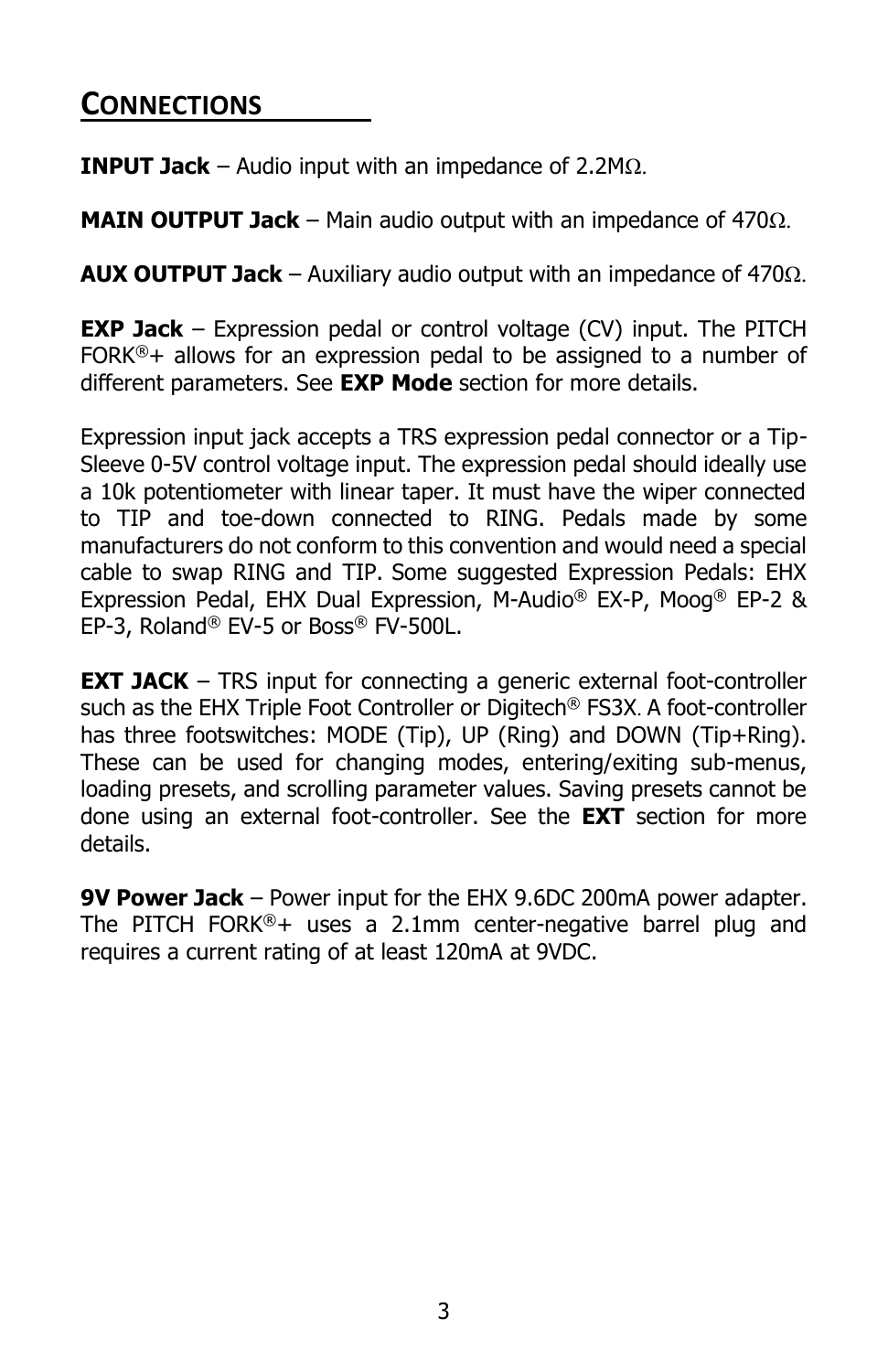## CONNECTIONS

**INPUT Jack** – Audio input with an impedance of 2.2MΩ.

**MAIN OUTPUT Jack** – Main audio output with an impedance of 470Ω.

**AUX OUTPUT Jack** – Auxiliary audio output with an impedance of 470Ω.

**EXP Jack** – Expression pedal or control voltage (CV) input. The PITCH FORK®+ allows for an expression pedal to be assigned to a number of different parameters. See **EXP Mode** section for more details.

Expression input jack accepts a TRS expression pedal connector or a Tip-Sleeve 0-5V control voltage input. The expression pedal should ideally use a 10k potentiometer with linear taper. It must have the wiper connected to TIP and toe-down connected to RING. Pedals made by some manufacturers do not conform to this convention and would need a special cable to swap RING and TIP. Some suggested Expression Pedals: EHX Expression Pedal, EHX Dual Expression, M-Audio® EX-P, Moog® EP-2 & EP-3, Roland® EV-5 or Boss® FV-500L.

**EXT JACK** – TRS input for connecting a generic external foot-controller such as the EHX Triple Foot Controller or Digitech® FS3X. A foot-controller has three footswitches: MODE (Tip), UP (Ring) and DOWN (Tip+Ring). These can be used for changing modes, entering/exiting sub-menus, loading presets, and scrolling parameter values. Saving presets cannot be done using an external foot-controller. See the **EXT** section for more details.

**9V Power Jack** – Power input for the EHX 9.6DC 200mA power adapter. The PITCH FORK®+ uses a 2.1mm center-negative barrel plug and requires a current rating of at least 120mA at 9VDC.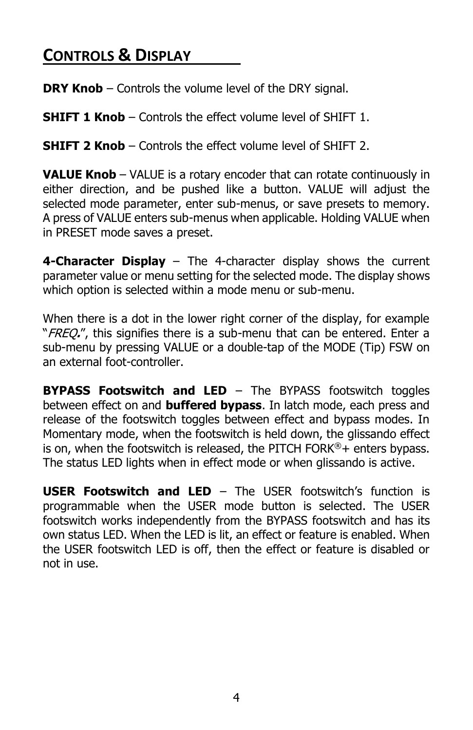## CONTROLS & DISPLAY

**DRY Knob** – Controls the volume level of the DRY signal.

**SHIFT 1 Knob** – Controls the effect volume level of SHIFT 1.

**SHIFT 2 Knob** – Controls the effect volume level of SHIFT 2.

**VALUE Knob** – VALUE is a rotary encoder that can rotate continuously in either direction, and be pushed like a button. VALUE will adjust the selected mode parameter, enter sub-menus, or save presets to memory. A press of VALUE enters sub-menus when applicable. Holding VALUE when in PRESET mode saves a preset.

**4-Character Display** – The 4-character display shows the current parameter value or menu setting for the selected mode. The display shows which option is selected within a mode menu or sub-menu.

When there is a dot in the lower right corner of the display, for example "*FREQ.*", this signifies there is a sub-menu that can be entered. Enter a sub-menu by pressing VALUE or a double-tap of the MODE (Tip) FSW on an external foot-controller.

**BYPASS Footswitch and LED** – The BYPASS footswitch toggles between effect on and **buffered bypass**. In latch mode, each press and release of the footswitch toggles between effect and bypass modes. In Momentary mode, when the footswitch is held down, the glissando effect is on, when the footswitch is released, the PITCH FORK®+ enters bypass. The status LED lights when in effect mode or when glissando is active.

**USER Footswitch and LED** – The USER footswitch's function is programmable when the USER mode button is selected. The USER footswitch works independently from the BYPASS footswitch and has its own status LED. When the LED is lit, an effect or feature is enabled. When the USER footswitch LED is off, then the effect or feature is disabled or not in use.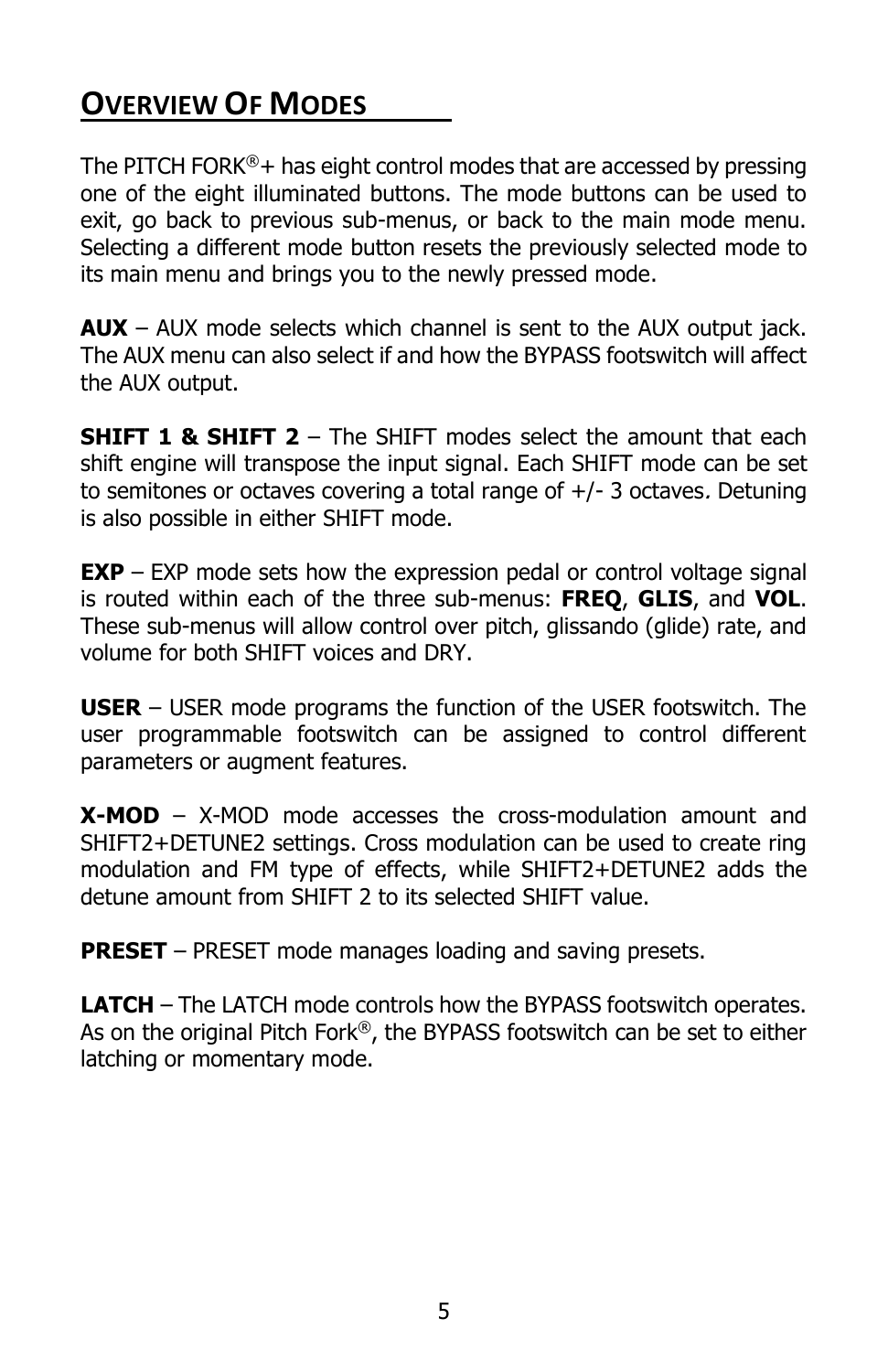## Overview Of Modes

The PITCH FORK®+ has eight control modes that are accessed by pressing one of the eight illuminated buttons. The mode buttons can be used to exit, go back to previous sub-menus, or back to the main mode menu. Selecting a different mode button resets the previously selected mode to its main menu and brings you to the newly pressed mode.

**AUX** – AUX mode selects which channel is sent to the AUX output jack. The AUX menu can also select if and how the BYPASS footswitch will affect the AUX output.

**SHIFT 1 & SHIFT 2** – The SHIFT modes select the amount that each shift engine will transpose the input signal. Each SHIFT mode can be set to semitones or octaves covering a total range of +/- 3 octaves. Detuning is also possible in either SHIFT mode.

**EXP** – EXP mode sets how the expression pedal or control voltage signal is routed within each of the three sub-menus: **FREQ**, **GLIS**, and **VOL**. These sub-menus will allow control over pitch, glissando (glide) rate, and volume for both SHIFT voices and DRY.

**USER** – USER mode programs the function of the USER footswitch. The user programmable footswitch can be assigned to control different parameters or augment features.

**X-MOD** – X-MOD mode accesses the cross-modulation amount and SHIFT2+DETUNE2 settings. Cross modulation can be used to create ring modulation and FM type of effects, while SHIFT2+DETUNE2 adds the detune amount from SHIFT 2 to its selected SHIFT value.

**PRESET** – PRESET mode manages loading and saving presets.

**LATCH** – The LATCH mode controls how the BYPASS footswitch operates. As on the original Pitch Fork®, the BYPASS footswitch can be set to either latching or momentary mode.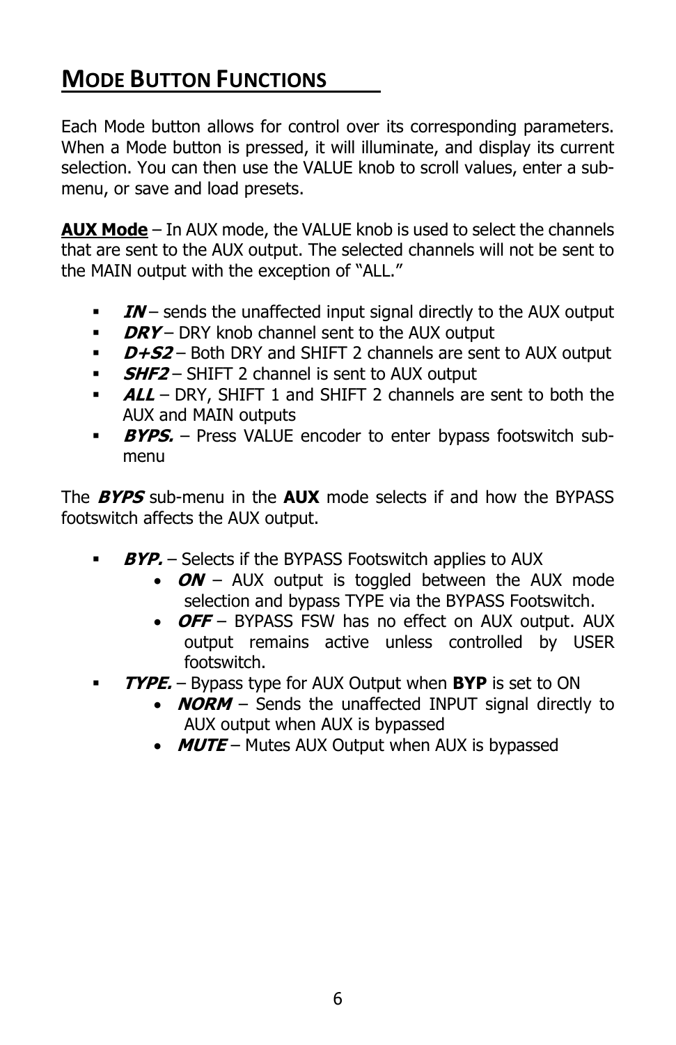## Mode Button Functions

Each Mode button allows for control over its corresponding parameters. When a Mode button is pressed, it will illuminate, and display its current selection. You can then use the VALUE knob to scroll values, enter a sub-menu, or save and load presets.

**AUX Mode** – In AUX mode, the VALUE knob is used to select the channels that are sent to the AUX output. The selected channels will not be sent to the MAIN output with the exception of "ALL."

- ***IN*** – sends the unaffected input signal directly to the AUX output
- ***DRY*** – DRY knob channel sent to the AUX output
- ***D+S2*** – Both DRY and SHIFT 2 channels are sent to AUX output
- ***SHF2*** – SHIFT 2 channel is sent to AUX output
- ***ALL*** – DRY, SHIFT 1 and SHIFT 2 channels are sent to both the AUX and MAIN outputs
- ***BYPS.*** – Press VALUE encoder to enter bypass footswitch sub-menu

The ***BYPS*** sub-menu in the **AUX** mode selects if and how the BYPASS footswitch affects the AUX output.

- ***BYP.*** – Selects if the BYPASS Footswitch applies to AUX
  - ***ON*** – AUX output is toggled between the AUX mode selection and bypass TYPE via the BYPASS Footswitch.
  - ***OFF*** – BYPASS FSW has no effect on AUX output. AUX output remains active unless controlled by USER footswitch.
- ***TYPE.*** – Bypass type for AUX Output when **BYP** is set to ON
  - ***NORM*** – Sends the unaffected INPUT signal directly to AUX output when AUX is bypassed
  - ***MUTE*** – Mutes AUX Output when AUX is bypassed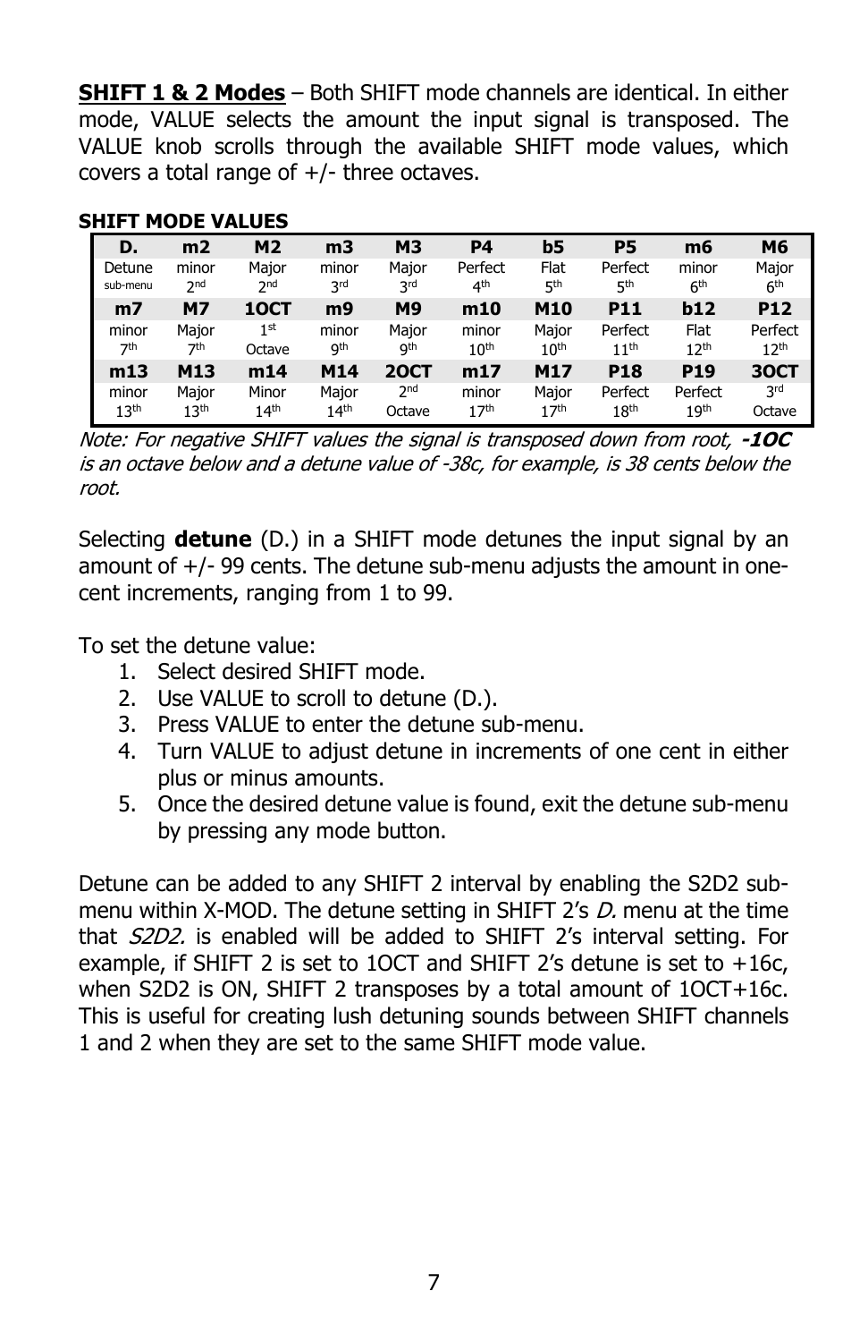**SHIFT 1 & 2 Modes** – Both SHIFT mode channels are identical. In either mode, VALUE selects the amount the input signal is transposed. The VALUE knob scrolls through the available SHIFT mode values, which covers a total range of +/- three octaves.

**SHIFT MODE VALUES**

| **D.** | **m2** | **M2** | **m3** | **M3** | **P4** | **b5** | **P5** | **m6** | **M6** |
|---|---|---|---|---|---|---|---|---|---|
| Detune sub-menu | minor 2nd | Major 2nd | minor 3rd | Major 3rd | Perfect 4th | Flat 5th | Perfect 5th | minor 6th | Major 6th |
| **m7** | **M7** | **1OCT** | **m9** | **M9** | **m10** | **M10** | **P11** | **b12** | **P12** |
| minor 7th | Major 7th | 1st Octave | minor 9th | Major 9th | minor 10th | Major 10th | Perfect 11th | Flat 12th | Perfect 12th |
| **m13** | **M13** | **m14** | **M14** | **2OCT** | **m17** | **M17** | **P18** | **P19** | **3OCT** |
| minor 13th | Major 13th | Minor 14th | Major 14th | 2nd Octave | minor 17th | Major 17th | Perfect 18th | Perfect 19th | 3rd Octave |

*Note: For negative SHIFT values the signal is transposed down from root, **-1OC** is an octave below and a detune value of -38c, for example, is 38 cents below the root.*

Selecting **detune** (D.) in a SHIFT mode detunes the input signal by an amount of +/- 99 cents. The detune sub-menu adjusts the amount in one-cent increments, ranging from 1 to 99.

To set the detune value:

1. Select desired SHIFT mode.
2. Use VALUE to scroll to detune (D.).
3. Press VALUE to enter the detune sub-menu.
4. Turn VALUE to adjust detune in increments of one cent in either plus or minus amounts.
5. Once the desired detune value is found, exit the detune sub-menu by pressing any mode button.

Detune can be added to any SHIFT 2 interval by enabling the S2D2 sub-menu within X-MOD. The detune setting in SHIFT 2's *D.* menu at the time that *S2D2.* is enabled will be added to SHIFT 2's interval setting. For example, if SHIFT 2 is set to 1OCT and SHIFT 2's detune is set to +16c, when S2D2 is ON, SHIFT 2 transposes by a total amount of 1OCT+16c. This is useful for creating lush detuning sounds between SHIFT channels 1 and 2 when they are set to the same SHIFT mode value.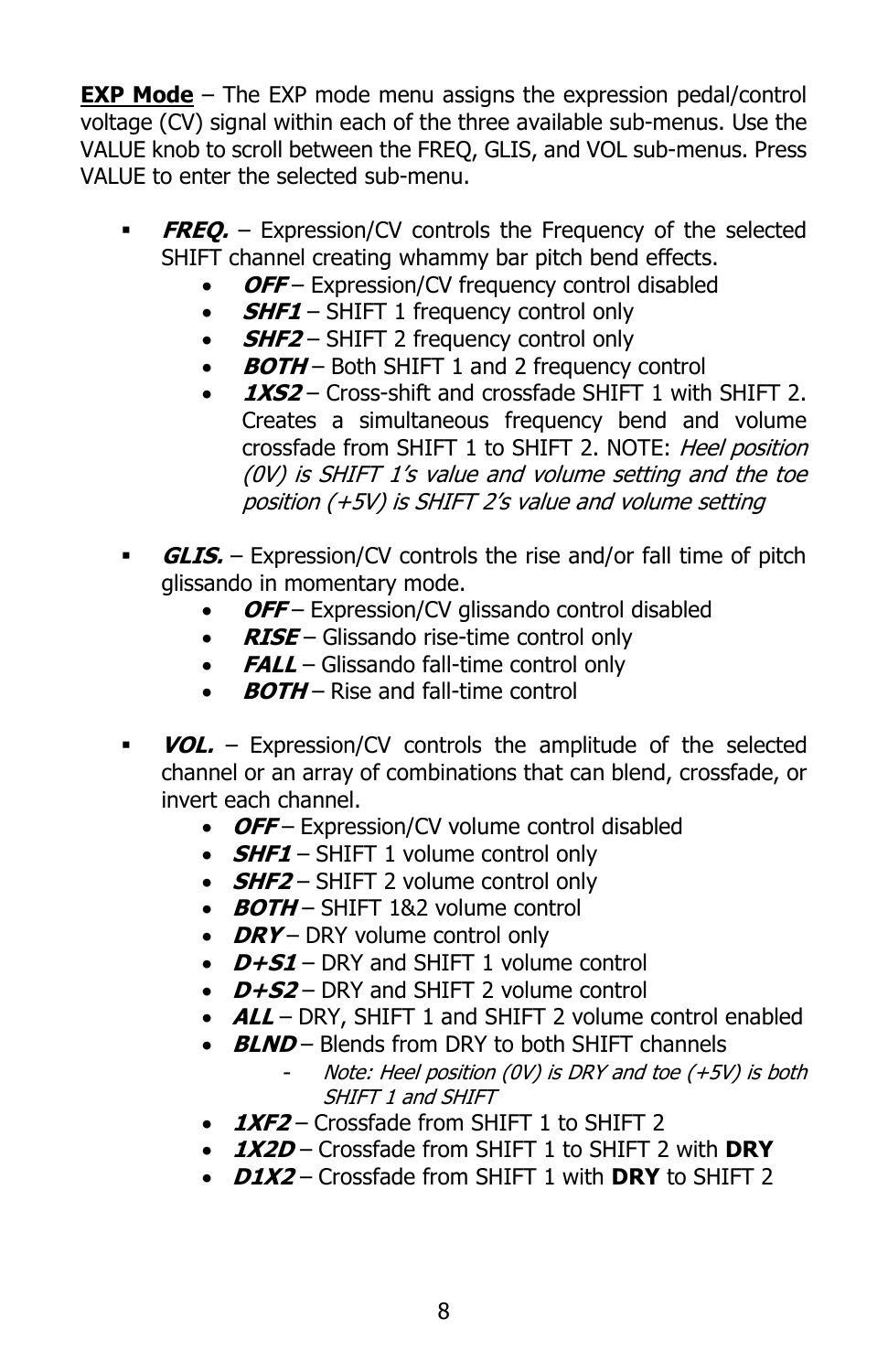<u>**EXP Mode**</u> – The EXP mode menu assigns the expression pedal/control voltage (CV) signal within each of the three available sub-menus. Use the VALUE knob to scroll between the FREQ, GLIS, and VOL sub-menus. Press VALUE to enter the selected sub-menu.

- ***FREQ.*** – Expression/CV controls the Frequency of the selected SHIFT channel creating whammy bar pitch bend effects.
  - ***OFF*** – Expression/CV frequency control disabled
  - ***SHF1*** – SHIFT 1 frequency control only
  - ***SHF2*** – SHIFT 2 frequency control only
  - ***BOTH*** – Both SHIFT 1 and 2 frequency control
  - ***1XS2*** – Cross-shift and crossfade SHIFT 1 with SHIFT 2. Creates a simultaneous frequency bend and volume crossfade from SHIFT 1 to SHIFT 2. NOTE: *Heel position (0V) is SHIFT 1's value and volume setting and the toe position (+5V) is SHIFT 2's value and volume setting*

- ***GLIS.*** – Expression/CV controls the rise and/or fall time of pitch glissando in momentary mode.
  - ***OFF*** – Expression/CV glissando control disabled
  - ***RISE*** – Glissando rise-time control only
  - ***FALL*** – Glissando fall-time control only
  - ***BOTH*** – Rise and fall-time control

- ***VOL.*** – Expression/CV controls the amplitude of the selected channel or an array of combinations that can blend, crossfade, or invert each channel.
  - ***OFF*** – Expression/CV volume control disabled
  - ***SHF1*** – SHIFT 1 volume control only
  - ***SHF2*** – SHIFT 2 volume control only
  - ***BOTH*** – SHIFT 1&2 volume control
  - ***DRY*** – DRY volume control only
  - ***D+S1*** – DRY and SHIFT 1 volume control
  - ***D+S2*** – DRY and SHIFT 2 volume control
  - ***ALL*** – DRY, SHIFT 1 and SHIFT 2 volume control enabled
  - ***BLND*** – Blends from DRY to both SHIFT channels
    - *Note: Heel position (0V) is DRY and toe (+5V) is both SHIFT 1 and SHIFT*
  - ***1XF2*** – Crossfade from SHIFT 1 to SHIFT 2
  - ***1X2D*** – Crossfade from SHIFT 1 to SHIFT 2 with **DRY**
  - ***D1X2*** – Crossfade from SHIFT 1 with **DRY** to SHIFT 2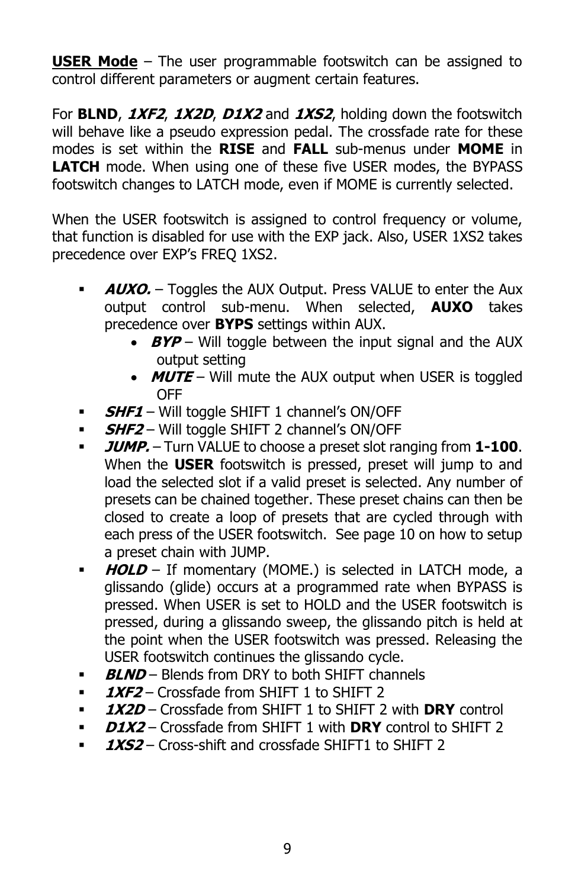**<u>USER Mode</u>** – The user programmable footswitch can be assigned to control different parameters or augment certain features.

For **BLND**, ***1XF2***, ***1X2D***, ***D1X2*** and ***1XS2***, holding down the footswitch will behave like a pseudo expression pedal. The crossfade rate for these modes is set within the **RISE** and **FALL** sub-menus under **MOME** in **LATCH** mode. When using one of these five USER modes, the BYPASS footswitch changes to LATCH mode, even if MOME is currently selected.

When the USER footswitch is assigned to control frequency or volume, that function is disabled for use with the EXP jack. Also, USER 1XS2 takes precedence over EXP's FREQ 1XS2.

- ***AUXO.*** – Toggles the AUX Output. Press VALUE to enter the Aux output control sub-menu. When selected, **AUXO** takes precedence over **BYPS** settings within AUX.
  - ***BYP*** – Will toggle between the input signal and the AUX output setting
  - ***MUTE*** – Will mute the AUX output when USER is toggled OFF
- ***SHF1*** – Will toggle SHIFT 1 channel's ON/OFF
- ***SHF2*** – Will toggle SHIFT 2 channel's ON/OFF
- ***JUMP.*** – Turn VALUE to choose a preset slot ranging from **1-100**. When the **USER** footswitch is pressed, preset will jump to and load the selected slot if a valid preset is selected. Any number of presets can be chained together. These preset chains can then be closed to create a loop of presets that are cycled through with each press of the USER footswitch. See page 10 on how to setup a preset chain with JUMP.
- ***HOLD*** – If momentary (MOME.) is selected in LATCH mode, a glissando (glide) occurs at a programmed rate when BYPASS is pressed. When USER is set to HOLD and the USER footswitch is pressed, during a glissando sweep, the glissando pitch is held at the point when the USER footswitch was pressed. Releasing the USER footswitch continues the glissando cycle.
- ***BLND*** – Blends from DRY to both SHIFT channels
- ***1XF2*** – Crossfade from SHIFT 1 to SHIFT 2
- ***1X2D*** – Crossfade from SHIFT 1 to SHIFT 2 with **DRY** control
- ***D1X2*** – Crossfade from SHIFT 1 with **DRY** control to SHIFT 2
- ***1XS2*** – Cross-shift and crossfade SHIFT1 to SHIFT 2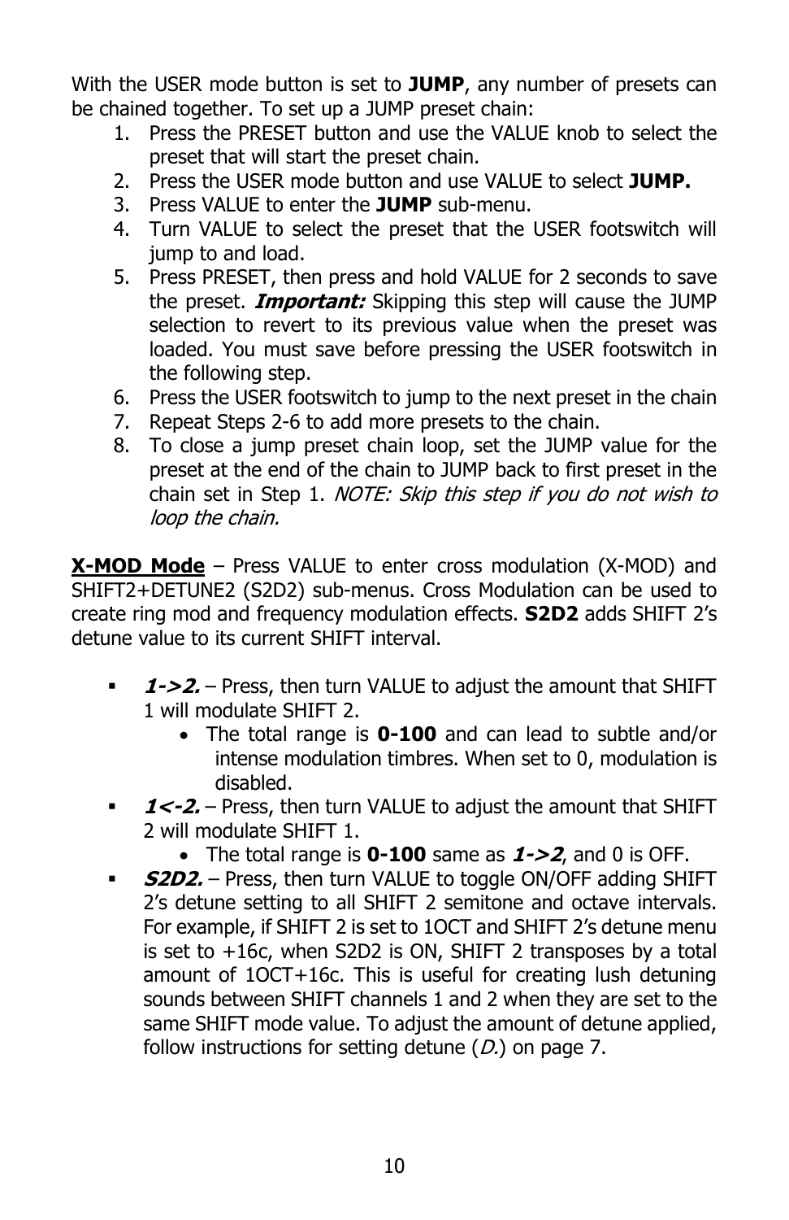With the USER mode button is set to **JUMP**, any number of presets can be chained together. To set up a JUMP preset chain:

1. Press the PRESET button and use the VALUE knob to select the preset that will start the preset chain.
2. Press the USER mode button and use VALUE to select **JUMP.**
3. Press VALUE to enter the **JUMP** sub-menu.
4. Turn VALUE to select the preset that the USER footswitch will jump to and load.
5. Press PRESET, then press and hold VALUE for 2 seconds to save the preset. ***Important:*** Skipping this step will cause the JUMP selection to revert to its previous value when the preset was loaded. You must save before pressing the USER footswitch in the following step.
6. Press the USER footswitch to jump to the next preset in the chain
7. Repeat Steps 2-6 to add more presets to the chain.
8. To close a jump preset chain loop, set the JUMP value for the preset at the end of the chain to JUMP back to first preset in the chain set in Step 1. *NOTE: Skip this step if you do not wish to loop the chain.*

**X-MOD Mode** – Press VALUE to enter cross modulation (X-MOD) and SHIFT2+DETUNE2 (S2D2) sub-menus. Cross Modulation can be used to create ring mod and frequency modulation effects. **S2D2** adds SHIFT 2's detune value to its current SHIFT interval.

- ***1->2.*** – Press, then turn VALUE to adjust the amount that SHIFT 1 will modulate SHIFT 2.
    - The total range is **0-100** and can lead to subtle and/or intense modulation timbres. When set to 0, modulation is disabled.
- ***1<-2.*** – Press, then turn VALUE to adjust the amount that SHIFT 2 will modulate SHIFT 1.
    - The total range is **0-100** same as ***1->2***, and 0 is OFF.
- ***S2D2.*** – Press, then turn VALUE to toggle ON/OFF adding SHIFT 2's detune setting to all SHIFT 2 semitone and octave intervals. For example, if SHIFT 2 is set to 1OCT and SHIFT 2's detune menu is set to +16c, when S2D2 is ON, SHIFT 2 transposes by a total amount of 1OCT+16c. This is useful for creating lush detuning sounds between SHIFT channels 1 and 2 when they are set to the same SHIFT mode value. To adjust the amount of detune applied, follow instructions for setting detune (*D.*) on page 7.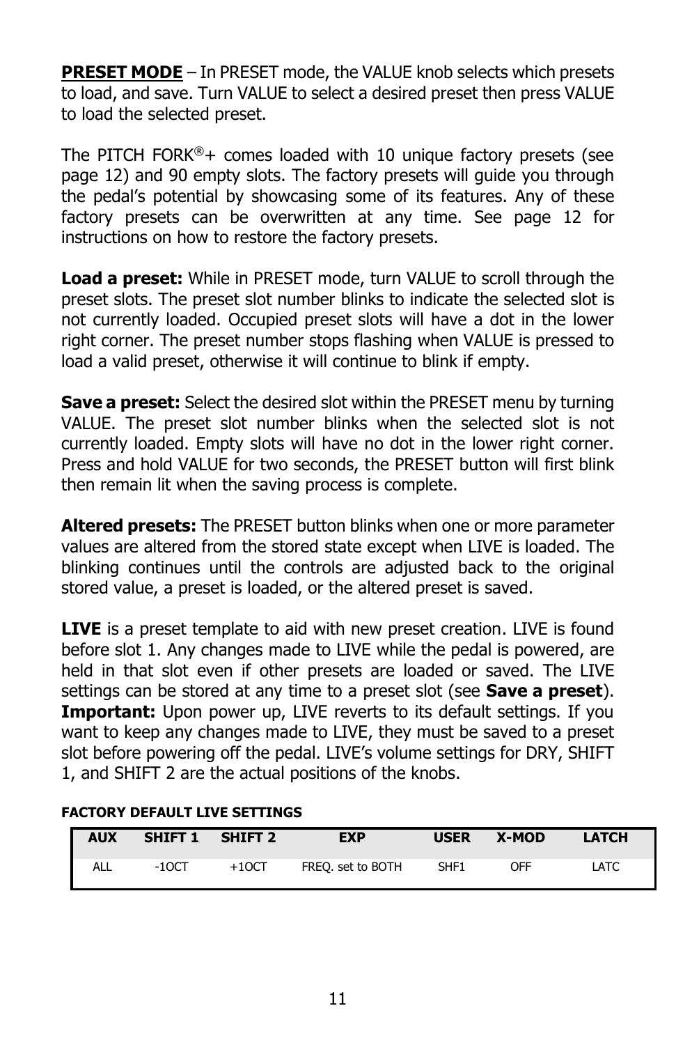**PRESET MODE** – In PRESET mode, the VALUE knob selects which presets to load, and save. Turn VALUE to select a desired preset then press VALUE to load the selected preset.

The PITCH FORK®+ comes loaded with 10 unique factory presets (see page 12) and 90 empty slots. The factory presets will guide you through the pedal's potential by showcasing some of its features. Any of these factory presets can be overwritten at any time. See page 12 for instructions on how to restore the factory presets.

**Load a preset:** While in PRESET mode, turn VALUE to scroll through the preset slots. The preset slot number blinks to indicate the selected slot is not currently loaded. Occupied preset slots will have a dot in the lower right corner. The preset number stops flashing when VALUE is pressed to load a valid preset, otherwise it will continue to blink if empty.

**Save a preset:** Select the desired slot within the PRESET menu by turning VALUE. The preset slot number blinks when the selected slot is not currently loaded. Empty slots will have no dot in the lower right corner. Press and hold VALUE for two seconds, the PRESET button will first blink then remain lit when the saving process is complete.

**Altered presets:** The PRESET button blinks when one or more parameter values are altered from the stored state except when LIVE is loaded. The blinking continues until the controls are adjusted back to the original stored value, a preset is loaded, or the altered preset is saved.

**LIVE** is a preset template to aid with new preset creation. LIVE is found before slot 1. Any changes made to LIVE while the pedal is powered, are held in that slot even if other presets are loaded or saved. The LIVE settings can be stored at any time to a preset slot (see **Save a preset**). **Important:** Upon power up, LIVE reverts to its default settings. If you want to keep any changes made to LIVE, they must be saved to a preset slot before powering off the pedal. LIVE's volume settings for DRY, SHIFT 1, and SHIFT 2 are the actual positions of the knobs.

**FACTORY DEFAULT LIVE SETTINGS**

| AUX | SHIFT 1 | SHIFT 2 | EXP | USER | X-MOD | LATCH |
|---|---|---|---|---|---|---|
| ALL | -1OCT | +1OCT | FREQ. set to BOTH | SHF1 | OFF | LATC |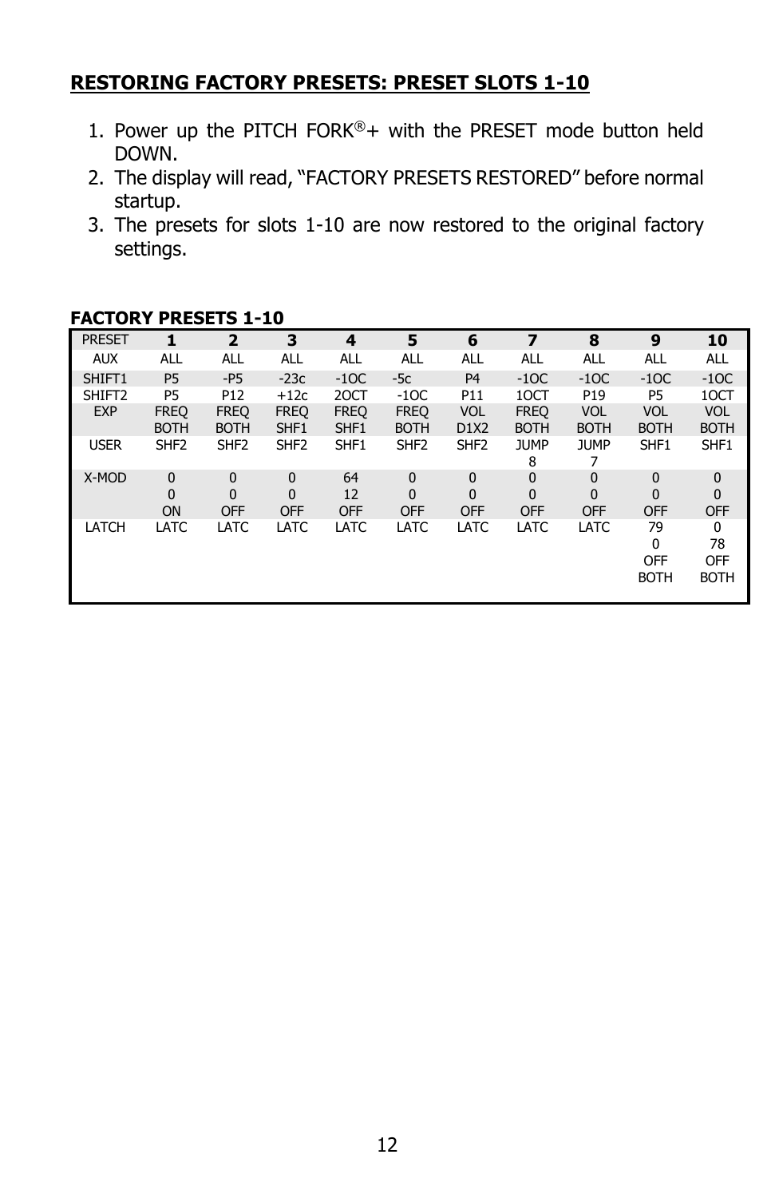## RESTORING FACTORY PRESETS: PRESET SLOTS 1-10

1. Power up the PITCH FORK®+ with the PRESET mode button held DOWN.
2. The display will read, "FACTORY PRESETS RESTORED" before normal startup.
3. The presets for slots 1-10 are now restored to the original factory settings.

**FACTORY PRESETS 1-10**

| PRESET | **1** | **2** | **3** | **4** | **5** | **6** | **7** | **8** | **9** | **10** |
|---|---|---|---|---|---|---|---|---|---|---|
| AUX | ALL | ALL | ALL | ALL | ALL | ALL | ALL | ALL | ALL | ALL |
| SHIFT1 | P5 | -P5 | -23c | -1OC | -5c | P4 | -1OC | -1OC | -1OC | -1OC |
| SHIFT2 | P5 | P12 | +12c | 2OCT | -1OC | P11 | 1OCT | P19 | P5 | 1OCT |
| EXP | FREQ BOTH | FREQ BOTH | FREQ SHF1 | FREQ SHF1 | FREQ BOTH | VOL D1X2 | FREQ BOTH | VOL BOTH | VOL BOTH | VOL BOTH |
| USER | SHF2 | SHF2 | SHF2 | SHF1 | SHF2 | SHF2 | JUMP 8 | JUMP 7 | SHF1 | SHF1 |
| X-MOD | 0 0 ON | 0 0 OFF | 0 0 OFF | 64 12 OFF | 0 0 OFF | 0 0 OFF | 0 0 OFF | 0 0 OFF | 0 0 OFF | 0 0 OFF |
| LATCH | LATC | LATC | LATC | LATC | LATC | LATC | LATC | LATC | 79 0 OFF BOTH | 0 78 OFF BOTH |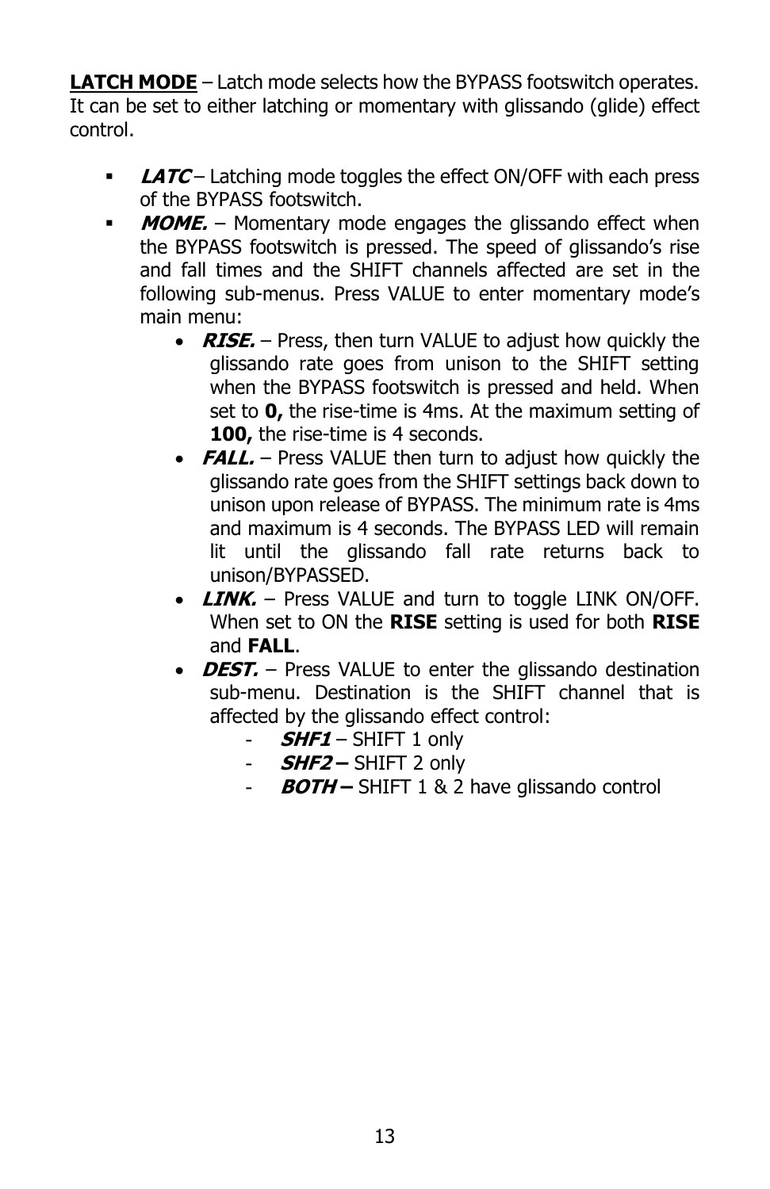**LATCH MODE** – Latch mode selects how the BYPASS footswitch operates. It can be set to either latching or momentary with glissando (glide) effect control.

- ***LATC*** – Latching mode toggles the effect ON/OFF with each press of the BYPASS footswitch.
- ***MOME.*** – Momentary mode engages the glissando effect when the BYPASS footswitch is pressed. The speed of glissando's rise and fall times and the SHIFT channels affected are set in the following sub-menus. Press VALUE to enter momentary mode's main menu:
  - ***RISE.*** – Press, then turn VALUE to adjust how quickly the glissando rate goes from unison to the SHIFT setting when the BYPASS footswitch is pressed and held. When set to **0,** the rise-time is 4ms. At the maximum setting of **100,** the rise-time is 4 seconds.
  - ***FALL.*** – Press VALUE then turn to adjust how quickly the glissando rate goes from the SHIFT settings back down to unison upon release of BYPASS. The minimum rate is 4ms and maximum is 4 seconds. The BYPASS LED will remain lit until the glissando fall rate returns back to unison/BYPASSED.
  - ***LINK.*** – Press VALUE and turn to toggle LINK ON/OFF. When set to ON the **RISE** setting is used for both **RISE** and **FALL**.
  - ***DEST.*** – Press VALUE to enter the glissando destination sub-menu. Destination is the SHIFT channel that is affected by the glissando effect control:
    - ***SHF1*** – SHIFT 1 only
    - ***SHF2 –*** SHIFT 2 only
    - ***BOTH –*** SHIFT 1 & 2 have glissando control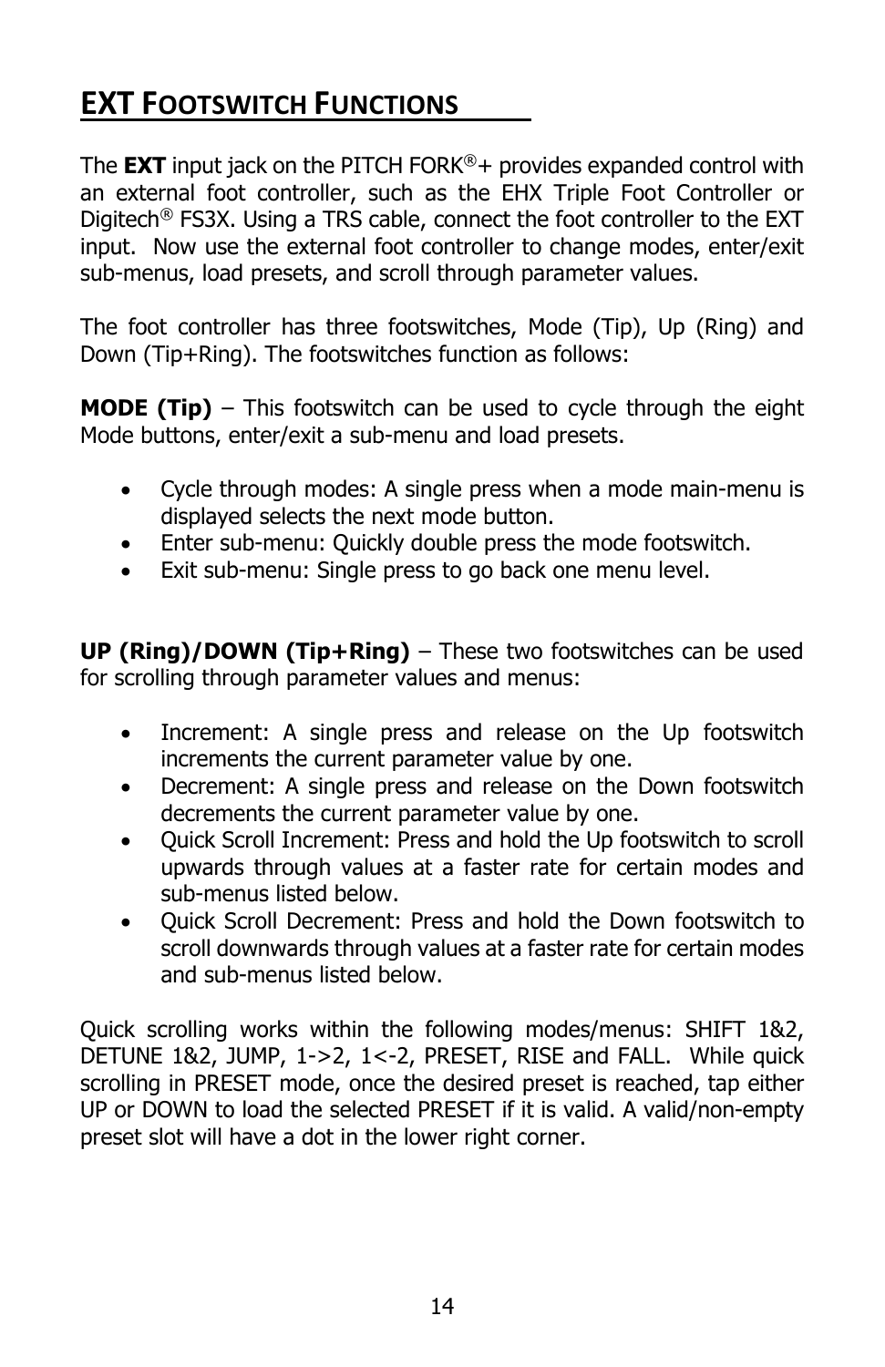## EXT FOOTSWITCH FUNCTIONS

The **EXT** input jack on the PITCH FORK®+ provides expanded control with an external foot controller, such as the EHX Triple Foot Controller or Digitech® FS3X. Using a TRS cable, connect the foot controller to the EXT input. Now use the external foot controller to change modes, enter/exit sub-menus, load presets, and scroll through parameter values.

The foot controller has three footswitches, Mode (Tip), Up (Ring) and Down (Tip+Ring). The footswitches function as follows:

**MODE (Tip)** – This footswitch can be used to cycle through the eight Mode buttons, enter/exit a sub-menu and load presets.

- Cycle through modes: A single press when a mode main-menu is displayed selects the next mode button.
- Enter sub-menu: Quickly double press the mode footswitch.
- Exit sub-menu: Single press to go back one menu level.

**UP (Ring)/DOWN (Tip+Ring)** – These two footswitches can be used for scrolling through parameter values and menus:

- Increment: A single press and release on the Up footswitch increments the current parameter value by one.
- Decrement: A single press and release on the Down footswitch decrements the current parameter value by one.
- Quick Scroll Increment: Press and hold the Up footswitch to scroll upwards through values at a faster rate for certain modes and sub-menus listed below.
- Quick Scroll Decrement: Press and hold the Down footswitch to scroll downwards through values at a faster rate for certain modes and sub-menus listed below.

Quick scrolling works within the following modes/menus: SHIFT 1&2, DETUNE 1&2, JUMP, 1->2, 1<-2, PRESET, RISE and FALL. While quick scrolling in PRESET mode, once the desired preset is reached, tap either UP or DOWN to load the selected PRESET if it is valid. A valid/non-empty preset slot will have a dot in the lower right corner.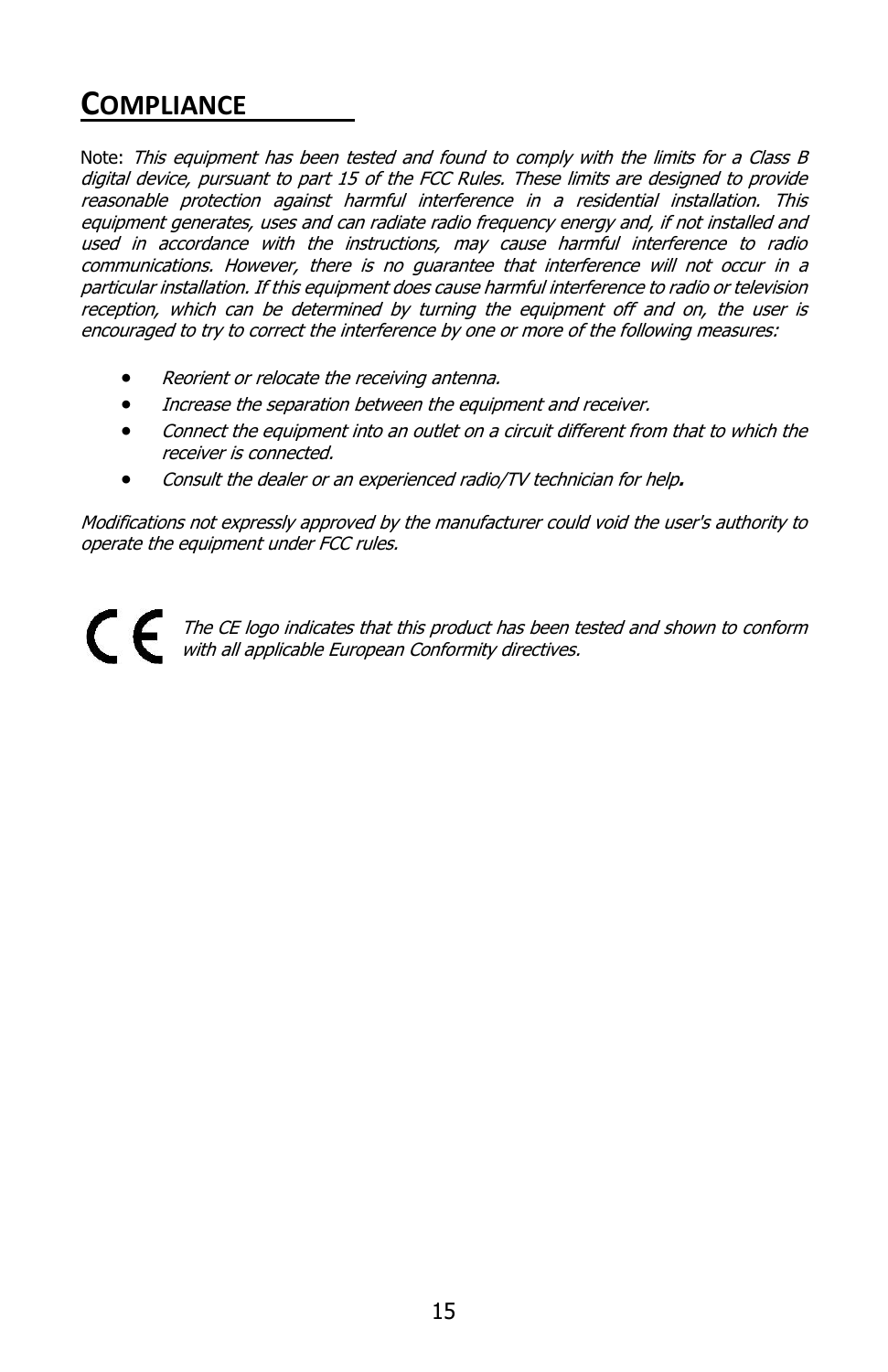# COMPLIANCE

Note: *This equipment has been tested and found to comply with the limits for a Class B digital device, pursuant to part 15 of the FCC Rules. These limits are designed to provide reasonable protection against harmful interference in a residential installation. This equipment generates, uses and can radiate radio frequency energy and, if not installed and used in accordance with the instructions, may cause harmful interference to radio communications. However, there is no guarantee that interference will not occur in a particular installation. If this equipment does cause harmful interference to radio or television reception, which can be determined by turning the equipment off and on, the user is encouraged to try to correct the interference by one or more of the following measures:*

- *Reorient or relocate the receiving antenna.*
- *Increase the separation between the equipment and receiver.*
- *Connect the equipment into an outlet on a circuit different from that to which the receiver is connected.*
- *Consult the dealer or an experienced radio/TV technician for help.*

*Modifications not expressly approved by the manufacturer could void the user's authority to operate the equipment under FCC rules.*

CE *The CE logo indicates that this product has been tested and shown to conform with all applicable European Conformity directives.*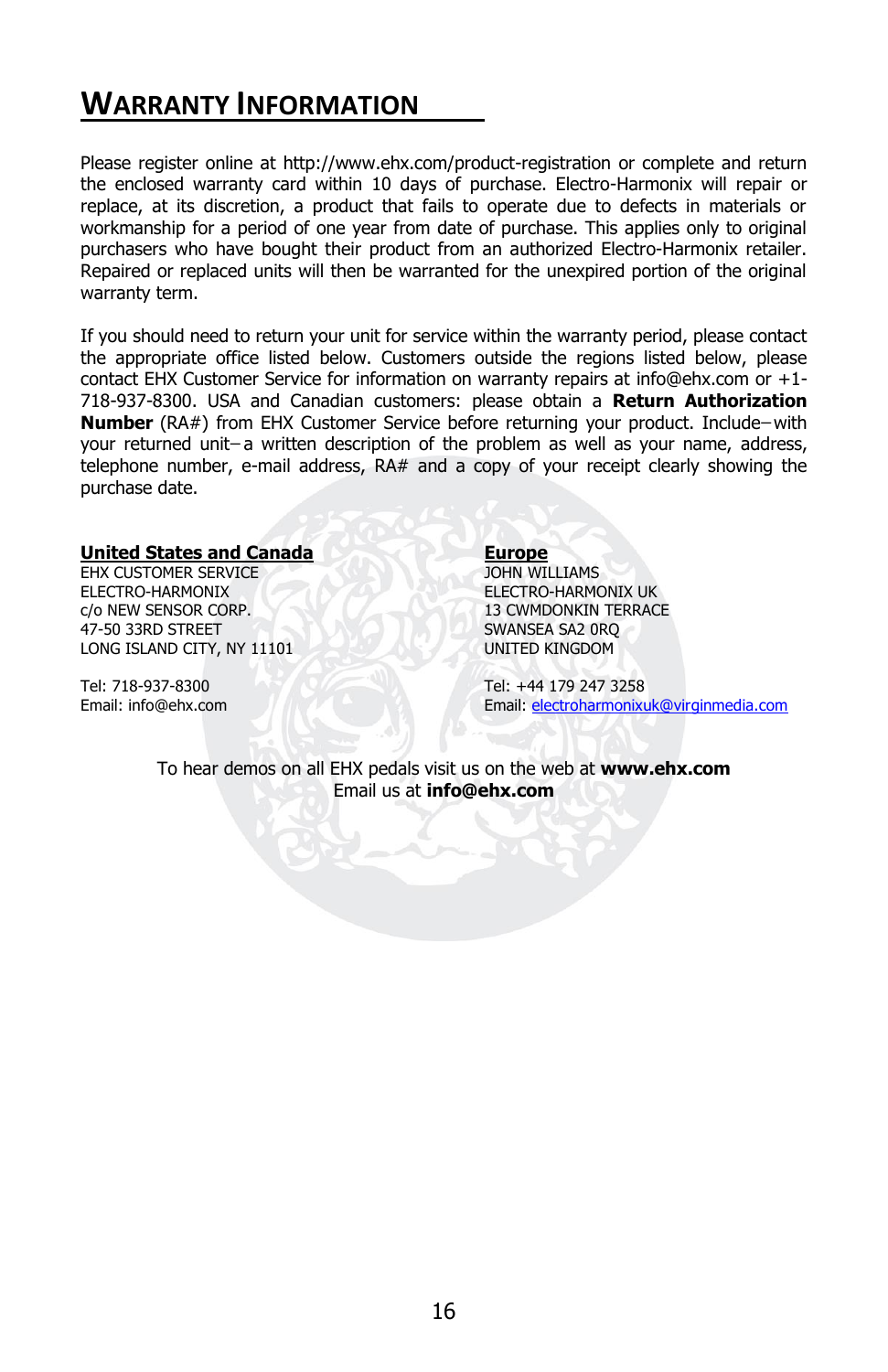# WARRANTY INFORMATION

Please register online at http://www.ehx.com/product-registration or complete and return the enclosed warranty card within 10 days of purchase. Electro-Harmonix will repair or replace, at its discretion, a product that fails to operate due to defects in materials or workmanship for a period of one year from date of purchase. This applies only to original purchasers who have bought their product from an authorized Electro-Harmonix retailer. Repaired or replaced units will then be warranted for the unexpired portion of the original warranty term.

If you should need to return your unit for service within the warranty period, please contact the appropriate office listed below. Customers outside the regions listed below, please contact EHX Customer Service for information on warranty repairs at info@ehx.com or +1-718-937-8300. USA and Canadian customers: please obtain a **Return Authorization Number** (RA#) from EHX Customer Service before returning your product. Include−with your returned unit− a written description of the problem as well as your name, address, telephone number, e-mail address, RA# and a copy of your receipt clearly showing the purchase date.

**United States and Canada**
EHX CUSTOMER SERVICE
ELECTRO-HARMONIX
c/o NEW SENSOR CORP.
47-50 33RD STREET
LONG ISLAND CITY, NY 11101

Tel: 718-937-8300
Email: info@ehx.com

**Europe**
JOHN WILLIAMS
ELECTRO-HARMONIX UK
13 CWMDONKIN TERRACE
SWANSEA SA2 0RQ
UNITED KINGDOM

Tel: +44 179 247 3258
Email: electroharmonixuk@virginmedia.com

To hear demos on all EHX pedals visit us on the web at **www.ehx.com**
Email us at **info@ehx.com**